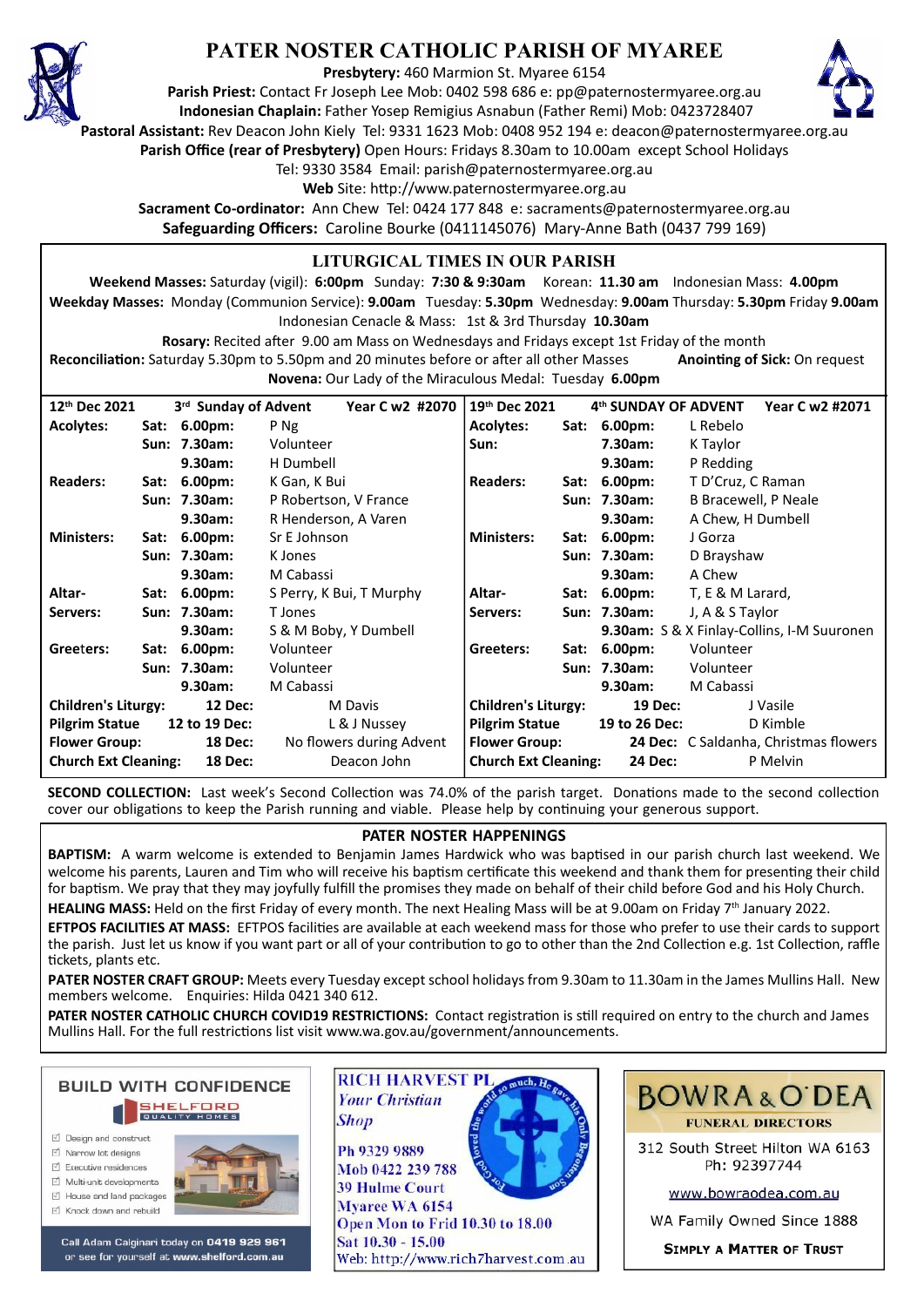# PATER NOSTER CATHOLIC PARISH OF MYAREE

**Presbytery:** 460 Marmion St. Myaree 6154
**Parish Priest:** Contact Fr Joseph Lee Mob: 0402 598 686 e: pp@paternostermyaree.org.au
**Indonesian Chaplain:** Father Yosep Remigius Asnabun (Father Remi) Mob: 0423728407
**Pastoral Assistant:** Rev Deacon John Kiely Tel: 9331 1623 Mob: 0408 952 194 e: deacon@paternostermyaree.org.au
**Parish Office (rear of Presbytery)** Open Hours: Fridays 8.30am to 10.00am except School Holidays
Tel: 9330 3584 Email: parish@paternostermyaree.org.au
**Web** Site: http://www.paternostermyaree.org.au
**Sacrament Co-ordinator:** Ann Chew Tel: 0424 177 848 e: sacraments@paternostermyaree.org.au
**Safeguarding Officers:** Caroline Bourke (0411145076) Mary-Anne Bath (0437 799 169)

## LITURGICAL TIMES IN OUR PARISH

**Weekend Masses:** Saturday (vigil): **6:00pm** Sunday: **7:30 & 9:30am** Korean: **11.30 am** Indonesian Mass: **4.00pm**
**Weekday Masses:** Monday (Communion Service): **9.00am** Tuesday: **5.30pm** Wednesday: **9.00am** Thursday: **5.30pm** Friday **9.00am**
Indonesian Cenacle & Mass: 1st & 3rd Thursday **10.30am**
**Rosary:** Recited after 9.00 am Mass on Wednesdays and Fridays except 1st Friday of the month
**Reconciliation:** Saturday 5.30pm to 5.50pm and 20 minutes before or after all other Masses **Anointing of Sick:** On request
**Novena:** Our Lady of the Miraculous Medal: Tuesday **6.00pm**

| 12th Dec 2021 | | 3rd Sunday of Advent | Year C w2 #2070 | 19th Dec 2021 | | 4th SUNDAY OF ADVENT | Year C w2 #2071 |
|---|---|---|---|---|---|---|---|
| **Acolytes:** | **Sat:** | **6.00pm:** | P Ng | **Acolytes:** | **Sat:** | **6.00pm:** | L Rebelo |
| | **Sun:** | **7.30am:** | Volunteer | **Sun:** | | **7.30am:** | K Taylor |
| | | **9.30am:** | H Dumbell | | | **9.30am:** | P Redding |
| **Readers:** | **Sat:** | **6.00pm:** | K Gan, K Bui | **Readers:** | **Sat:** | **6.00pm:** | T D'Cruz, C Raman |
| | **Sun:** | **7.30am:** | P Robertson, V France | | **Sun:** | **7.30am:** | B Bracewell, P Neale |
| | | **9.30am:** | R Henderson, A Varen | | | **9.30am:** | A Chew, H Dumbell |
| **Ministers:** | **Sat:** | **6.00pm:** | Sr E Johnson | **Ministers:** | **Sat:** | **6.00pm:** | J Gorza |
| | **Sun:** | **7.30am:** | K Jones | | **Sun:** | **7.30am:** | D Brayshaw |
| | | **9.30am:** | M Cabassi | | | **9.30am:** | A Chew |
| **Altar-** | **Sat:** | **6.00pm:** | S Perry, K Bui, T Murphy | **Altar-** | **Sat:** | **6.00pm:** | T, E & M Larard, |
| **Servers:** | **Sun:** | **7.30am:** | T Jones | **Servers:** | **Sun:** | **7.30am:** | J, A & S Taylor |
| | | **9.30am:** | S & M Boby, Y Dumbell | | | **9.30am:** | S & X Finlay-Collins, I-M Suuronen |
| **Greeters:** | **Sat:** | **6.00pm:** | Volunteer | **Greeters:** | **Sat:** | **6.00pm:** | Volunteer |
| | **Sun:** | **7.30am:** | Volunteer | | **Sun:** | **7.30am:** | Volunteer |
| | | **9.30am:** | M Cabassi | | | **9.30am:** | M Cabassi |
| **Children's Liturgy:** | | **12 Dec:** | M Davis | **Children's Liturgy:** | | **19 Dec:** | J Vasile |
| **Pilgrim Statue** | | **12 to 19 Dec:** | L & J Nussey | **Pilgrim Statue** | | **19 to 26 Dec:** | D Kimble |
| **Flower Group:** | | **18 Dec:** | No flowers during Advent | **Flower Group:** | | **24 Dec:** | C Saldanha, Christmas flowers |
| **Church Ext Cleaning:** | | **18 Dec:** | Deacon John | **Church Ext Cleaning:** | | **24 Dec:** | P Melvin |

**SECOND COLLECTION:** Last week's Second Collection was 74.0% of the parish target. Donations made to the second collection cover our obligations to keep the Parish running and viable. Please help by continuing your generous support.

## PATER NOSTER HAPPENINGS

**BAPTISM:** A warm welcome is extended to Benjamin James Hardwick who was baptised in our parish church last weekend. We welcome his parents, Lauren and Tim who will receive his baptism certificate this weekend and thank them for presenting their child for baptism. We pray that they may joyfully fulfill the promises they made on behalf of their child before God and his Holy Church.

**HEALING MASS:** Held on the first Friday of every month. The next Healing Mass will be at 9.00am on Friday 7th January 2022.

**EFTPOS FACILITIES AT MASS:** EFTPOS facilities are available at each weekend mass for those who prefer to use their cards to support the parish. Just let us know if you want part or all of your contribution to go to other than the 2nd Collection e.g. 1st Collection, raffle tickets, plants etc.

**PATER NOSTER CRAFT GROUP:** Meets every Tuesday except school holidays from 9.30am to 11.30am in the James Mullins Hall. New members welcome. Enquiries: Hilda 0421 340 612.

**PATER NOSTER CATHOLIC CHURCH COVID19 RESTRICTIONS:** Contact registration is still required on entry to the church and James Mullins Hall. For the full restrictions list visit www.wa.gov.au/government/announcements.

---

**BUILD WITH CONFIDENCE**
SHELFORD QUALITY HOMES
- Design and construct
- Narrow lot designs
- Executive residences
- Multi-unit developments
- House and land packages
- Knock down and rebuild

Call Adam Calginari today on **0419 929 961** or see for yourself at **www.shelford.com.au**

**RICH HARVEST PL**
*Your Christian Shop*
For God so loved the world so much, He gave his Only Begotten Son
Ph 9329 9889
Mob 0422 239 788
39 Hulme Court
Myaree WA 6154
Open Mon to Frid 10.30 to 18.00
Sat 10.30 - 15.00
Web: http://www.rich7harvest.com.au

**BOWRA & O'DEA**
**FUNERAL DIRECTORS**
312 South Street Hilton WA 6163
Ph: 92397744
www.bowraodea.com.au
WA Family Owned Since 1888
**SIMPLY A MATTER OF TRUST**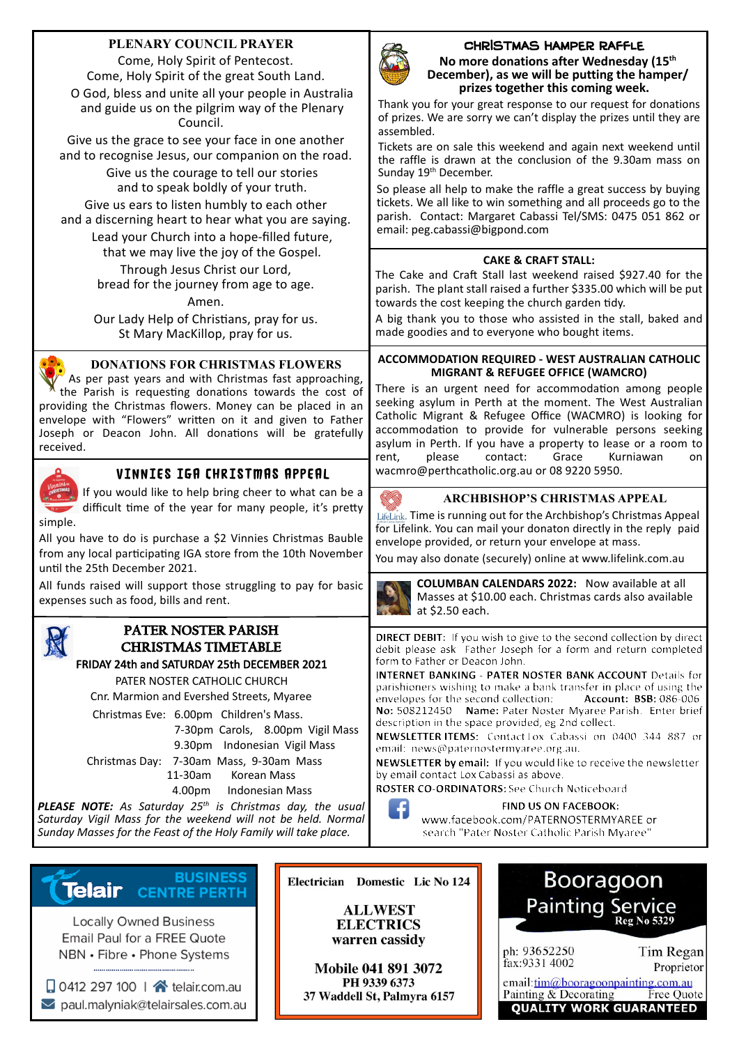## PLENARY COUNCIL PRAYER

Come, Holy Spirit of Pentecost.
Come, Holy Spirit of the great South Land.
O God, bless and unite all your people in Australia and guide us on the pilgrim way of the Plenary Council.
Give us the grace to see your face in one another and to recognise Jesus, our companion on the road.
Give us the courage to tell our stories and to speak boldly of your truth.
Give us ears to listen humbly to each other and a discerning heart to hear what you are saying.
Lead your Church into a hope-filled future, that we may live the joy of the Gospel.
Through Jesus Christ our Lord, bread for the journey from age to age.
Amen.
Our Lady Help of Christians, pray for us.
St Mary MacKillop, pray for us.

## DONATIONS FOR CHRISTMAS FLOWERS

As per past years and with Christmas fast approaching, the Parish is requesting donations towards the cost of providing the Christmas flowers. Money can be placed in an envelope with "Flowers" written on it and given to Father Joseph or Deacon John. All donations will be gratefully received.

## VINNIES IGA CHRISTMAS APPEAL

If you would like to help bring cheer to what can be a difficult time of the year for many people, it's pretty simple.

All you have to do is purchase a $2 Vinnies Christmas Bauble from any local participating IGA store from the 10th November until the 25th December 2021.

All funds raised will support those struggling to pay for basic expenses such as food, bills and rent.

## PATER NOSTER PARISH CHRISTMAS TIMETABLE

**FRIDAY 24th and SATURDAY 25th DECEMBER 2021**

PATER NOSTER CATHOLIC CHURCH
Cnr. Marmion and Evershed Streets, Myaree

Christmas Eve: 6.00pm Children's Mass.
7-30pm Carols, 8.00pm Vigil Mass
9.30pm Indonesian Vigil Mass

Christmas Day: 7-30am Mass, 9-30am Mass
11-30am Korean Mass
4.00pm Indonesian Mass

***PLEASE NOTE:** As Saturday 25th is Christmas day, the usual Saturday Vigil Mass for the weekend will not be held. Normal Sunday Masses for the Feast of the Holy Family will take place.*

## CHRISTMAS HAMPER RAFFLE

**No more donations after Wednesday (15th December), as we will be putting the hamper/ prizes together this coming week.**

Thank you for your great response to our request for donations of prizes. We are sorry we can't display the prizes until they are assembled.

Tickets are on sale this weekend and again next weekend until the raffle is drawn at the conclusion of the 9.30am mass on Sunday 19th December.

So please all help to make the raffle a great success by buying tickets. We all like to win something and all proceeds go to the parish. Contact: Margaret Cabassi Tel/SMS: 0475 051 862 or email: peg.cabassi@bigpond.com

## CAKE & CRAFT STALL:

The Cake and Craft Stall last weekend raised $927.40 for the parish. The plant stall raised a further $335.00 which will be put towards the cost keeping the church garden tidy.

A big thank you to those who assisted in the stall, baked and made goodies and to everyone who bought items.

## ACCOMMODATION REQUIRED - WEST AUSTRALIAN CATHOLIC MIGRANT & REFUGEE OFFICE (WAMCRO)

There is an urgent need for accommodation among people seeking asylum in Perth at the moment. The West Australian Catholic Migrant & Refugee Office (WACMRO) is looking for accommodation to provide for vulnerable persons seeking asylum in Perth. If you have a property to lease or a room to rent, please contact: Grace Kurniawan on wacmro@perthcatholic.org.au or 08 9220 5950.

## ARCHBISHOP'S CHRISTMAS APPEAL

Time is running out for the Archbishop's Christmas Appeal for Lifelink. You can mail your donaton directly in the reply paid envelope provided, or return your envelope at mass.

You may also donate (securely) online at www.lifelink.com.au

**COLUMBAN CALENDARS 2022:** Now available at all Masses at $10.00 each. Christmas cards also available at $2.50 each.

**DIRECT DEBIT:** If you wish to give to the second collection by direct debit please ask Father Joseph for a form and return completed form to Father or Deacon John.

**INTERNET BANKING - PATER NOSTER BANK ACCOUNT** Details for parishioners wishing to make a bank transfer in place of using the envelopes for the second collection: **Account: BSB:** 086-006 **No:** 508212450 **Name:** Pater Noster Myaree Parish. Enter brief description in the space provided, eg 2nd collect.

**NEWSLETTER ITEMS:** Contact Lox Cabassi on 0400 344 887 or email: news@paternostermyaree.org.au.

**NEWSLETTER by email:** If you would like to receive the newsletter by email contact Lox Cabassi as above.

**ROSTER CO-ORDINATORS:** See Church Noticeboard

**FIND US ON FACEBOOK:**
www.facebook.com/PATERNOSTERMYAREE or search "Pater Noster Catholic Parish Myaree"

---

**Telair BUSINESS CENTRE PERTH**
Locally Owned Business
Email Paul for a FREE Quote
NBN • Fibre • Phone Systems
0412 297 100 | telair.com.au
paul.malyniak@telairsales.com.au

**Electrician Domestic Lic No 124**
**ALLWEST ELECTRICS**
**warren cassidy**
**Mobile 041 891 3072**
**PH 9339 6373**
**37 Waddell St, Palmyra 6157**

**Booragoon Painting Service**
Reg No 5329
ph: 93652250
fax:9331 4002
Tim Regan
Proprietor
email: tim@booragoonpainting.com.au
Painting & Decorating Free Quote
**QUALITY WORK GUARANTEED**